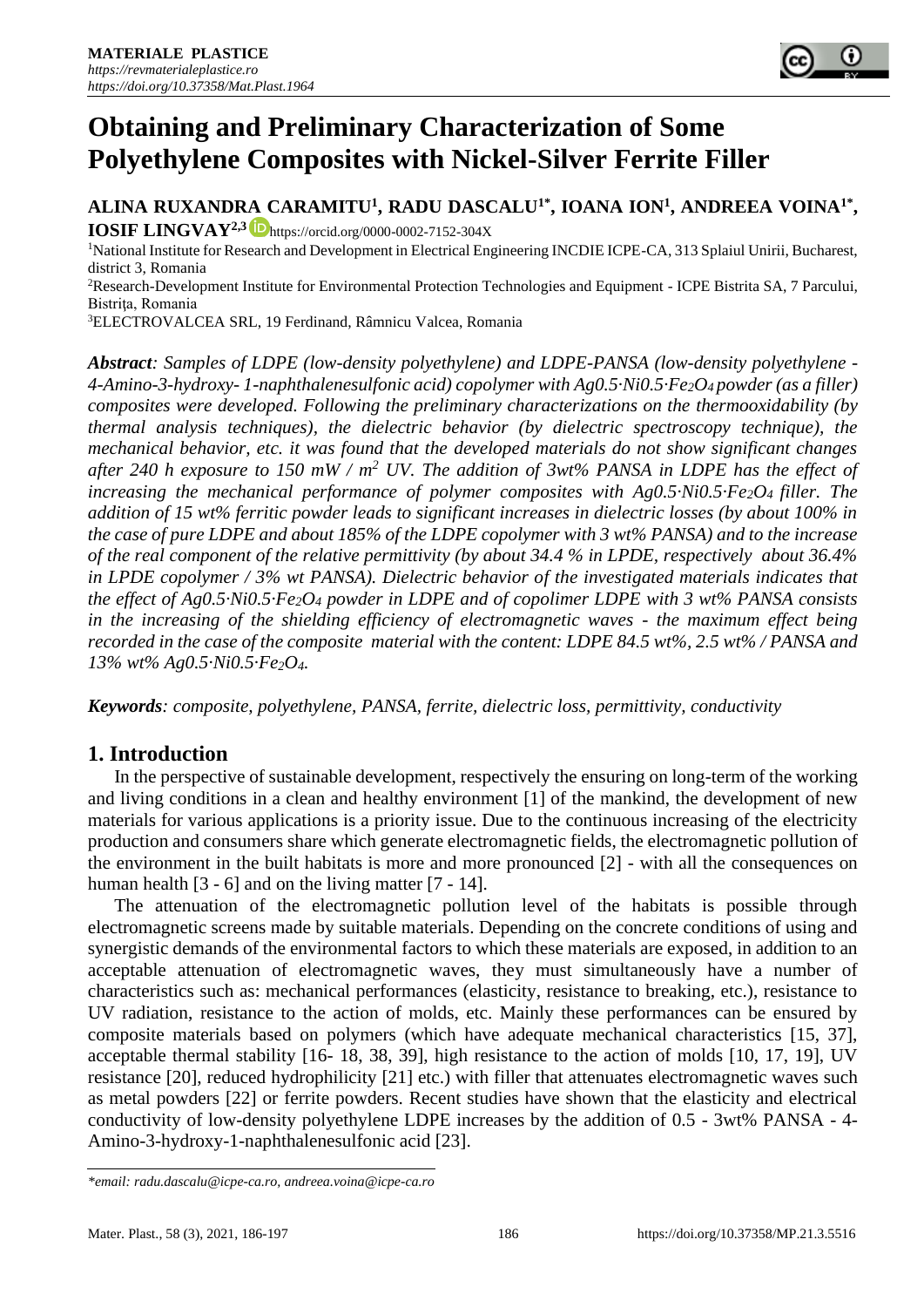# Obtaining and Preliminary Characterization of Some Polyethylene Composites with Nickel-Silver Ferrite Filler

**ALINA RUXANDRA CARAMITU[1], RADU DASCALU[1*], IOANA ION[1], ANDREEA VOINA[1*], IOSIF LINGVAY[2,3]** https://orcid.org/0000-0002-7152-304X

[1]National Institute for Research and Development in Electrical Engineering INCDIE ICPE-CA, 313 Splaiul Unirii, Bucharest, district 3, Romania

[2]Research-Development Institute for Environmental Protection Technologies and Equipment - ICPE Bistrita SA, 7 Parcului, Bistriţa, Romania

[3]ELECTROVALCEA SRL, 19 Ferdinand, Râmnicu Valcea, Romania

***Abstract**: Samples of LDPE (low-density polyethylene) and LDPE-PANSA (low-density polyethylene - 4-Amino-3-hydroxy- 1-naphthalenesulfonic acid) copolymer with $Ag0.5·Ni0.5·Fe_2O_4$ powder (as a filler) composites were developed. Following the preliminary characterizations on the thermooxidability (by thermal analysis techniques), the dielectric behavior (by dielectric spectroscopy technique), the mechanical behavior, etc. it was found that the developed materials do not show significant changes after 240 h exposure to 150 mW / m$^2$ UV. The addition of 3wt% PANSA in LDPE has the effect of increasing the mechanical performance of polymer composites with $Ag0.5·Ni0.5·Fe_2O_4$ filler. The addition of 15 wt% ferritic powder leads to significant increases in dielectric losses (by about 100% in the case of pure LDPE and about 185% of the LDPE copolymer with 3 wt% PANSA) and to the increase of the real component of the relative permittivity (by about 34.4 % in LPDE, respectively about 36.4% in LPDE copolymer / 3% wt PANSA). Dielectric behavior of the investigated materials indicates that the effect of $Ag0.5·Ni0.5·Fe_2O_4$ powder in LDPE and of copolimer LDPE with 3 wt% PANSA consists in the increasing of the shielding efficiency of electromagnetic waves - the maximum effect being recorded in the case of the composite material with the content: LDPE 84.5 wt%, 2.5 wt% / PANSA and 13% wt% $Ag0.5·Ni0.5·Fe_2O_4$.*

***Keywords**: composite, polyethylene, PANSA, ferrite, dielectric loss, permittivity, conductivity*

## 1. Introduction

In the perspective of sustainable development, respectively the ensuring on long-term of the working and living conditions in a clean and healthy environment [1] of the mankind, the development of new materials for various applications is a priority issue. Due to the continuous increasing of the electricity production and consumers share which generate electromagnetic fields, the electromagnetic pollution of the environment in the built habitats is more and more pronounced [2] - with all the consequences on human health [3 - 6] and on the living matter [7 - 14].

The attenuation of the electromagnetic pollution level of the habitats is possible through electromagnetic screens made by suitable materials. Depending on the concrete conditions of using and synergistic demands of the environmental factors to which these materials are exposed, in addition to an acceptable attenuation of electromagnetic waves, they must simultaneously have a number of characteristics such as: mechanical performances (elasticity, resistance to breaking, etc.), resistance to UV radiation, resistance to the action of molds, etc. Mainly these performances can be ensured by composite materials based on polymers (which have adequate mechanical characteristics [15, 37], acceptable thermal stability [16- 18, 38, 39], high resistance to the action of molds [10, 17, 19], UV resistance [20], reduced hydrophilicity [21] etc.) with filler that attenuates electromagnetic waves such as metal powders [22] or ferrite powders. Recent studies have shown that the elasticity and electrical conductivity of low-density polyethylene LDPE increases by the addition of 0.5 - 3wt% PANSA - 4-Amino-3-hydroxy-1-naphthalenesulfonic acid [23].

*\*email: radu.dascalu@icpe-ca.ro, andreea.voina@icpe-ca.ro*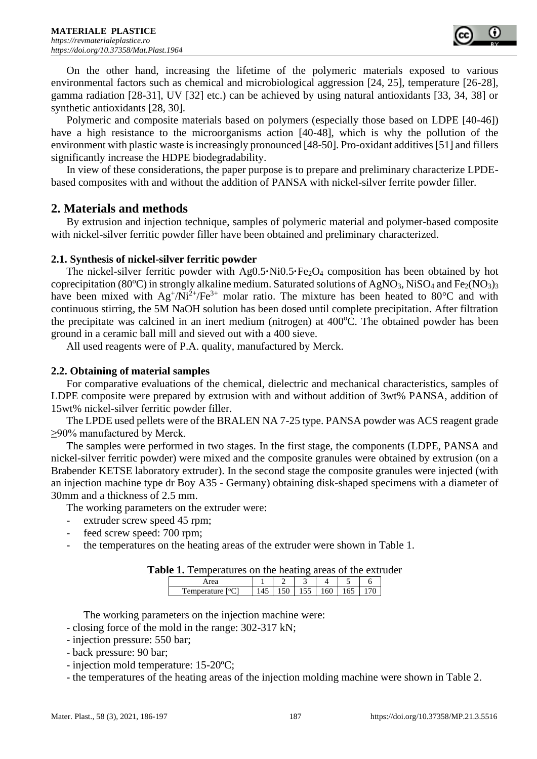On the other hand, increasing the lifetime of the polymeric materials exposed to various environmental factors such as chemical and microbiological aggression [24, 25], temperature [26-28], gamma radiation [28-31], UV [32] etc.) can be achieved by using natural antioxidants [33, 34, 38] or synthetic antioxidants [28, 30].

Polymeric and composite materials based on polymers (especially those based on LDPE [40-46]) have a high resistance to the microorganisms action [40-48], which is why the pollution of the environment with plastic waste is increasingly pronounced [48-50]. Pro-oxidant additives [51] and fillers significantly increase the HDPE biodegradability.

In view of these considerations, the paper purpose is to prepare and preliminary characterize LPDE-based composites with and without the addition of PANSA with nickel-silver ferrite powder filler.

## 2. Materials and methods

By extrusion and injection technique, samples of polymeric material and polymer-based composite with nickel-silver ferritic powder filler have been obtained and preliminary characterized.

### 2.1. Synthesis of nickel-silver ferritic powder

The nickel-silver ferritic powder with $Ag0.5 \cdot Ni0.5 \cdot Fe_2O_4$ composition has been obtained by hot coprecipitation (80°C) in strongly alkaline medium. Saturated solutions of $AgNO_3$, $NiSO_4$ and $Fe_2(NO_3)_3$ have been mixed with $Ag^+/Ni^{2+}/Fe^{3+}$ molar ratio. The mixture has been heated to 80°C and with continuous stirring, the 5M NaOH solution has been dosed until complete precipitation. After filtration the precipitate was calcined in an inert medium (nitrogen) at 400°C. The obtained powder has been ground in a ceramic ball mill and sieved out with a 400 sieve.

All used reagents were of P.A. quality, manufactured by Merck.

### 2.2. Obtaining of material samples

For comparative evaluations of the chemical, dielectric and mechanical characteristics, samples of LDPE composite were prepared by extrusion with and without addition of 3wt% PANSA, addition of 15wt% nickel-silver ferritic powder filler.

The LPDE used pellets were of the BRALEN NA 7-25 type. PANSA powder was ACS reagent grade ≥90% manufactured by Merck.

The samples were performed in two stages. In the first stage, the components (LDPE, PANSA and nickel-silver ferritic powder) were mixed and the composite granules were obtained by extrusion (on a Brabender KETSE laboratory extruder). In the second stage the composite granules were injected (with an injection machine type dr Boy A35 - Germany) obtaining disk-shaped specimens with a diameter of 30mm and a thickness of 2.5 mm.

The working parameters on the extruder were:

- extruder screw speed 45 rpm;
- feed screw speed: 700 rpm;
- the temperatures on the heating areas of the extruder were shown in Table 1.

**Table 1.** Temperatures on the heating areas of the extruder

| Area | 1 | 2 | 3 | 4 | 5 | 6 |
|---|---|---|---|---|---|---|
| Temperature [°C] | 145 | 150 | 155 | 160 | 165 | 170 |

The working parameters on the injection machine were:

- closing force of the mold in the range: 302-317 kN;
- injection pressure: 550 bar;
- back pressure: 90 bar;
- injection mold temperature: 15-20°C;
- the temperatures of the heating areas of the injection molding machine were shown in Table 2.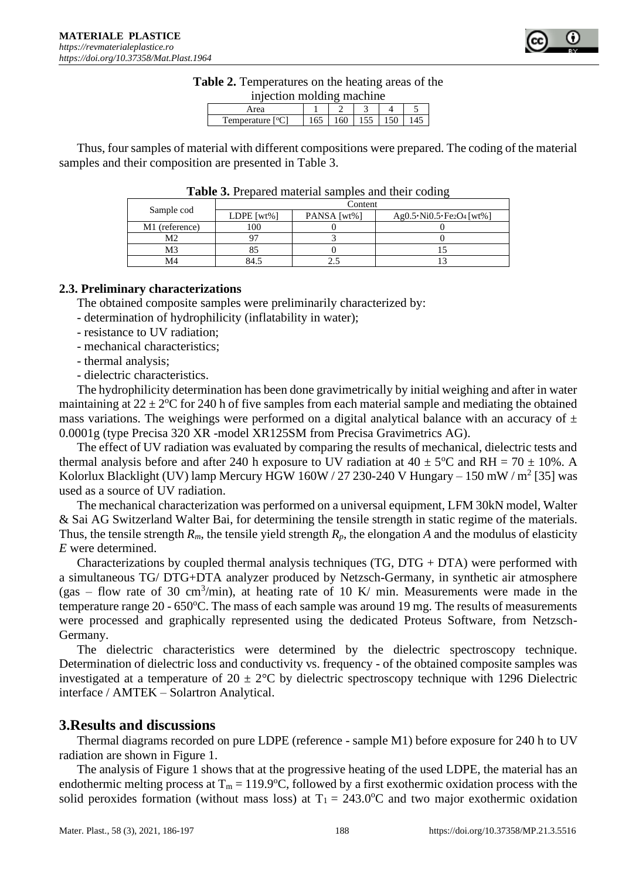**Table 2.** Temperatures on the heating areas of the injection molding machine

| Area | 1 | 2 | 3 | 4 | 5 |
|---|---|---|---|---|---|
| Temperature [°C] | 165 | 160 | 155 | 150 | 145 |

Thus, four samples of material with different compositions were prepared. The coding of the material samples and their composition are presented in Table 3.

**Table 3.** Prepared material samples and their coding

| Sample cod | Content | | |
|---|---|---|---|
| | LDPE [wt%] | PANSA [wt%] | $Ag_{0.5} \cdot Ni_{0.5} \cdot Fe_2O_4$ [wt%] |
| M1 (reference) | 100 | 0 | 0 |
| M2 | 97 | 3 | 0 |
| M3 | 85 | 0 | 15 |
| M4 | 84.5 | 2.5 | 13 |

### 2.3. Preliminary characterizations

The obtained composite samples were preliminarily characterized by:

- determination of hydrophilicity (inflatability in water);
- resistance to UV radiation;
- mechanical characteristics;
- thermal analysis;
- dielectric characteristics.

The hydrophilicity determination has been done gravimetrically by initial weighing and after in water maintaining at $22 \pm 2^oC$ for 240 h of five samples from each material sample and mediating the obtained mass variations. The weighings were performed on a digital analytical balance with an accuracy of $\pm$ 0.0001g (type Precisa 320 XR -model XR125SM from Precisa Gravimetrics AG).

The effect of UV radiation was evaluated by comparing the results of mechanical, dielectric tests and thermal analysis before and after 240 h exposure to UV radiation at $40 \pm 5^oC$ and RH = 70 $\pm$ 10%. A Kolorlux Blacklight (UV) lamp Mercury HGW 160W / 27 230-240 V Hungary – 150 mW / $m^2$ [35] was used as a source of UV radiation.

The mechanical characterization was performed on a universal equipment, LFM 30kN model, Walter & Sai AG Switzerland Walter Bai, for determining the tensile strength in static regime of the materials. Thus, the tensile strength $R_m$, the tensile yield strength $R_p$, the elongation *A* and the modulus of elasticity *E* were determined.

Characterizations by coupled thermal analysis techniques (TG, DTG + DTA) were performed with a simultaneous TG/ DTG+DTA analyzer produced by Netzsch-Germany, in synthetic air atmosphere (gas – flow rate of 30 $cm^3$/min), at heating rate of 10 K/ min. Measurements were made in the temperature range 20 - 650°C. The mass of each sample was around 19 mg. The results of measurements were processed and graphically represented using the dedicated Proteus Software, from Netzsch-Germany.

The dielectric characteristics were determined by the dielectric spectroscopy technique. Determination of dielectric loss and conductivity vs. frequency - of the obtained composite samples was investigated at a temperature of $20 \pm 2$°C by dielectric spectroscopy technique with 1296 Dielectric interface / AMTEK – Solartron Analytical.

## 3.Results and discussions

Thermal diagrams recorded on pure LDPE (reference - sample M1) before exposure for 240 h to UV radiation are shown in Figure 1.

The analysis of Figure 1 shows that at the progressive heating of the used LDPE, the material has an endothermic melting process at $T_m = 119.9^oC$, followed by a first exothermic oxidation process with the solid peroxides formation (without mass loss) at $T_1 = 243.0^oC$ and two major exothermic oxidation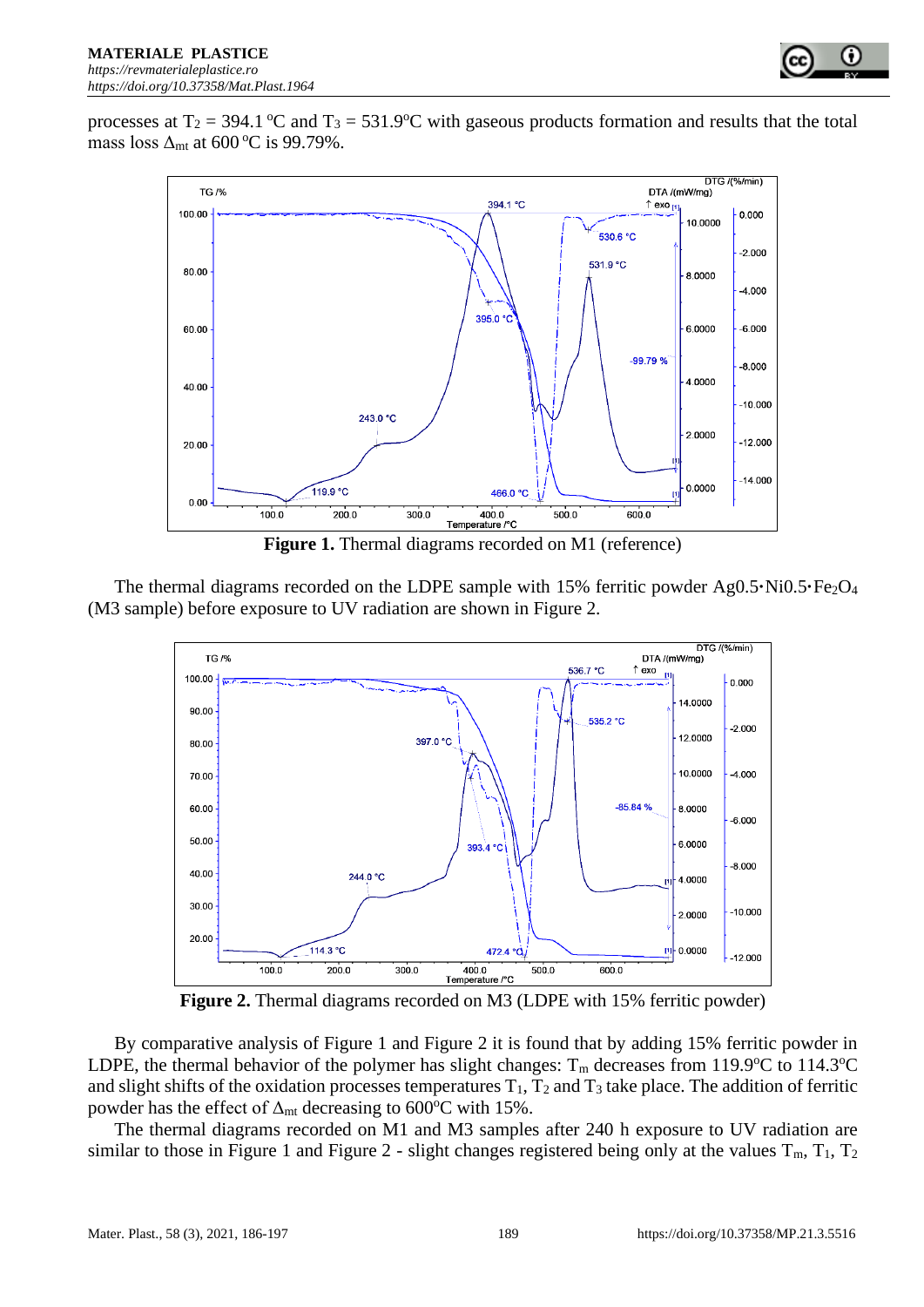processes at $T_2$ = 394.1 °C and $T_3$ = 531.9°C with gaseous products formation and results that the total mass loss $\Delta_{mt}$ at 600 °C is 99.79%.

**Figure 1.** Thermal diagrams recorded on M1 (reference)

The thermal diagrams recorded on the LDPE sample with 15% ferritic powder Ag0.5·Ni0.5·$Fe_2O_4$ (M3 sample) before exposure to UV radiation are shown in Figure 2.

**Figure 2.** Thermal diagrams recorded on M3 (LDPE with 15% ferritic powder)

By comparative analysis of Figure 1 and Figure 2 it is found that by adding 15% ferritic powder in LDPE, the thermal behavior of the polymer has slight changes: $T_m$ decreases from 119.9°C to 114.3°C and slight shifts of the oxidation processes temperatures $T_1$, $T_2$ and $T_3$ take place. The addition of ferritic powder has the effect of $\Delta_{mt}$ decreasing to 600°C with 15%.

The thermal diagrams recorded on M1 and M3 samples after 240 h exposure to UV radiation are similar to those in Figure 1 and Figure 2 - slight changes registered being only at the values $T_m$, $T_1$, $T_2$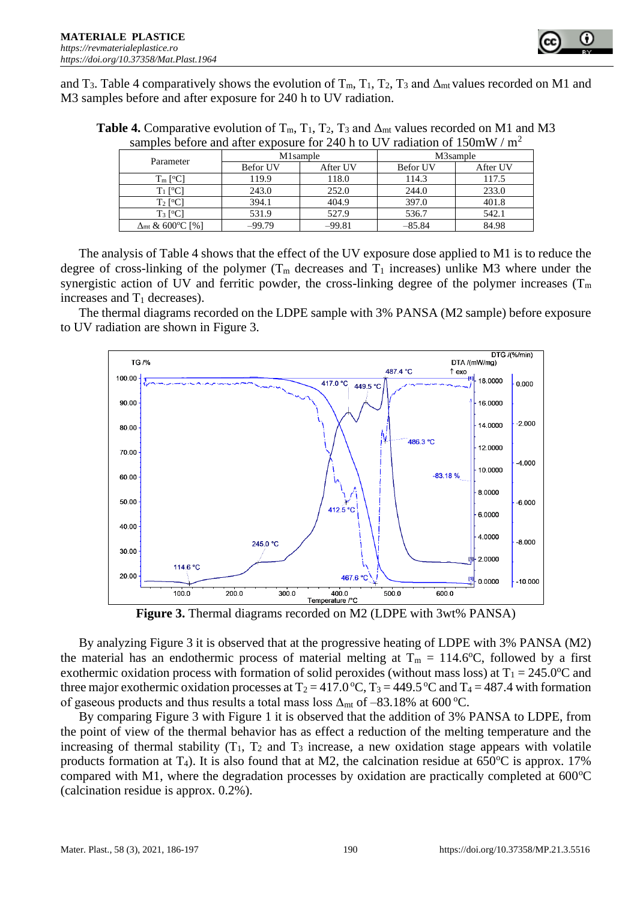and $T_3$. Table 4 comparatively shows the evolution of $T_m$, $T_1$, $T_2$, $T_3$ and $\Delta_{mt}$ values recorded on M1 and M3 samples before and after exposure for 240 h to UV radiation.

**Table 4.** Comparative evolution of $T_m$, $T_1$, $T_2$, $T_3$ and $\Delta_{mt}$ values recorded on M1 and M3 samples before and after exposure for 240 h to UV radiation of 150mW / $m^2$

| Parameter | M1sample | | M3sample | |
|---|---|---|---|---|
| | Befor UV | After UV | Befor UV | After UV |
| $T_m$ [°C] | 119.9 | 118.0 | 114.3 | 117.5 |
| $T_1$ [°C] | 243.0 | 252.0 | 244.0 | 233.0 |
| $T_2$ [°C] | 394.1 | 404.9 | 397.0 | 401.8 |
| $T_3$ [°C] | 531.9 | 527.9 | 536.7 | 542.1 |
| $\Delta_{mt}$ & 600°C [%] | –99.79 | –99.81 | –85.84 | 84.98 |

The analysis of Table 4 shows that the effect of the UV exposure dose applied to M1 is to reduce the degree of cross-linking of the polymer ($T_m$ decreases and $T_1$ increases) unlike M3 where under the synergistic action of UV and ferritic powder, the cross-linking degree of the polymer increases ($T_m$ increases and $T_1$ decreases).

The thermal diagrams recorded on the LDPE sample with 3% PANSA (M2 sample) before exposure to UV radiation are shown in Figure 3.

**Figure 3.** Thermal diagrams recorded on M2 (LDPE with 3wt% PANSA)

By analyzing Figure 3 it is observed that at the progressive heating of LDPE with 3% PANSA (M2) the material has an endothermic process of material melting at $T_m$ = 114.6°C, followed by a first exothermic oxidation process with formation of solid peroxides (without mass loss) at $T_1$ = 245.0°C and three major exothermic oxidation processes at $T_2$ = 417.0 °C, $T_3$ = 449.5 °C and $T_4$ = 487.4 with formation of gaseous products and thus results a total mass loss $\Delta_{mt}$ of –83.18% at 600 °C.

By comparing Figure 3 with Figure 1 it is observed that the addition of 3% PANSA to LDPE, from the point of view of the thermal behavior has as effect a reduction of the melting temperature and the increasing of thermal stability ($T_1$, $T_2$ and $T_3$ increase, a new oxidation stage appears with volatile products formation at $T_4$). It is also found that at M2, the calcination residue at 650°C is approx. 17% compared with M1, where the degradation processes by oxidation are practically completed at 600°C (calcination residue is approx. 0.2%).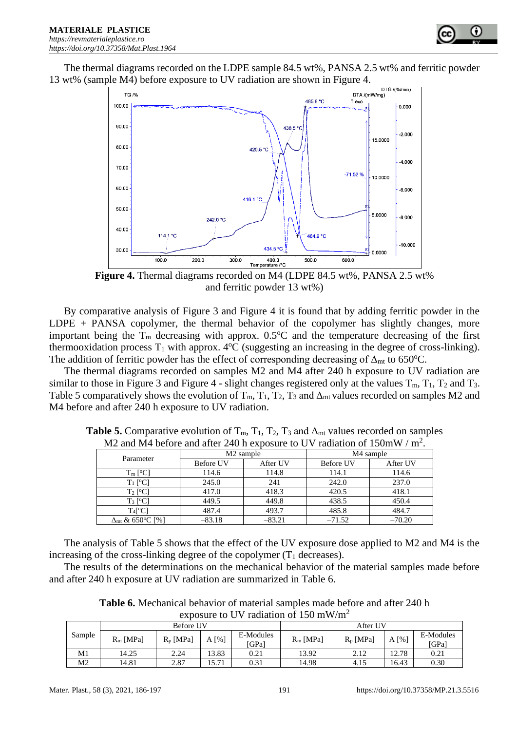The thermal diagrams recorded on the LDPE sample 84.5 wt%, PANSA 2.5 wt% and ferritic powder 13 wt% (sample M4) before exposure to UV radiation are shown in Figure 4.

**Figure 4.** Thermal diagrams recorded on M4 (LDPE 84.5 wt%, PANSA 2.5 wt% and ferritic powder 13 wt%)

By comparative analysis of Figure 3 and Figure 4 it is found that by adding ferritic powder in the LDPE + PANSA copolymer, the thermal behavior of the copolymer has slightly changes, more important being the $T_m$ decreasing with approx. 0.5°C and the temperature decreasing of the first thermooxidation process $T_1$ with approx. 4°C (suggesting an increasing in the degree of cross-linking). The addition of ferritic powder has the effect of corresponding decreasing of $\Delta_{mt}$ to 650°C.

The thermal diagrams recorded on samples M2 and M4 after 240 h exposure to UV radiation are similar to those in Figure 3 and Figure 4 - slight changes registered only at the values $T_m$, $T_1$, $T_2$ and $T_3$. Table 5 comparatively shows the evolution of $T_m$, $T_1$, $T_2$, $T_3$ and $\Delta_{mt}$ values recorded on samples M2 and M4 before and after 240 h exposure to UV radiation.

**Table 5.** Comparative evolution of $T_m$, $T_1$, $T_2$, $T_3$ and $\Delta_{mt}$ values recorded on samples M2 and M4 before and after 240 h exposure to UV radiation of 150mW / m$^2$.

| Parameter | M2 sample | | M4 sample | |
|---|---|---|---|---|
| | Before UV | After UV | Before UV | After UV |
| $T_m$ [°C] | 114.6 | 114.8 | 114.1 | 114.6 |
| $T_1$ [°C] | 245.0 | 241 | 242.0 | 237.0 |
| $T_2$ [°C] | 417.0 | 418.3 | 420.5 | 418.1 |
| $T_3$ [°C] | 449.5 | 449.8 | 438.5 | 450.4 |
| $T_4$[°C] | 487.4 | 493.7 | 485.8 | 484.7 |
| $\Delta_{mt}$ & 650°C [%] | –83.18 | –83.21 | –71.52 | –70.20 |

The analysis of Table 5 shows that the effect of the UV exposure dose applied to M2 and M4 is the increasing of the cross-linking degree of the copolymer ($T_1$ decreases).

The results of the determinations on the mechanical behavior of the material samples made before and after 240 h exposure at UV radiation are summarized in Table 6.

**Table 6.** Mechanical behavior of material samples made before and after 240 h exposure to UV radiation of 150 mW/m$^2$

| Sample | Before UV | | | | After UV | | | |
|---|---|---|---|---|---|---|---|---|
| | $R_m$ [MPa] | $R_p$ [MPa] | A [%] | E-Modules [GPa] | $R_m$ [MPa] | $R_p$ [MPa] | A [%] | E-Modules [GPa] |
| M1 | 14.25 | 2.24 | 13.83 | 0.21 | 13.92 | 2.12 | 12.78 | 0.21 |
| M2 | 14.81 | 2.87 | 15.71 | 0.31 | 14.98 | 4.15 | 16.43 | 0.30 |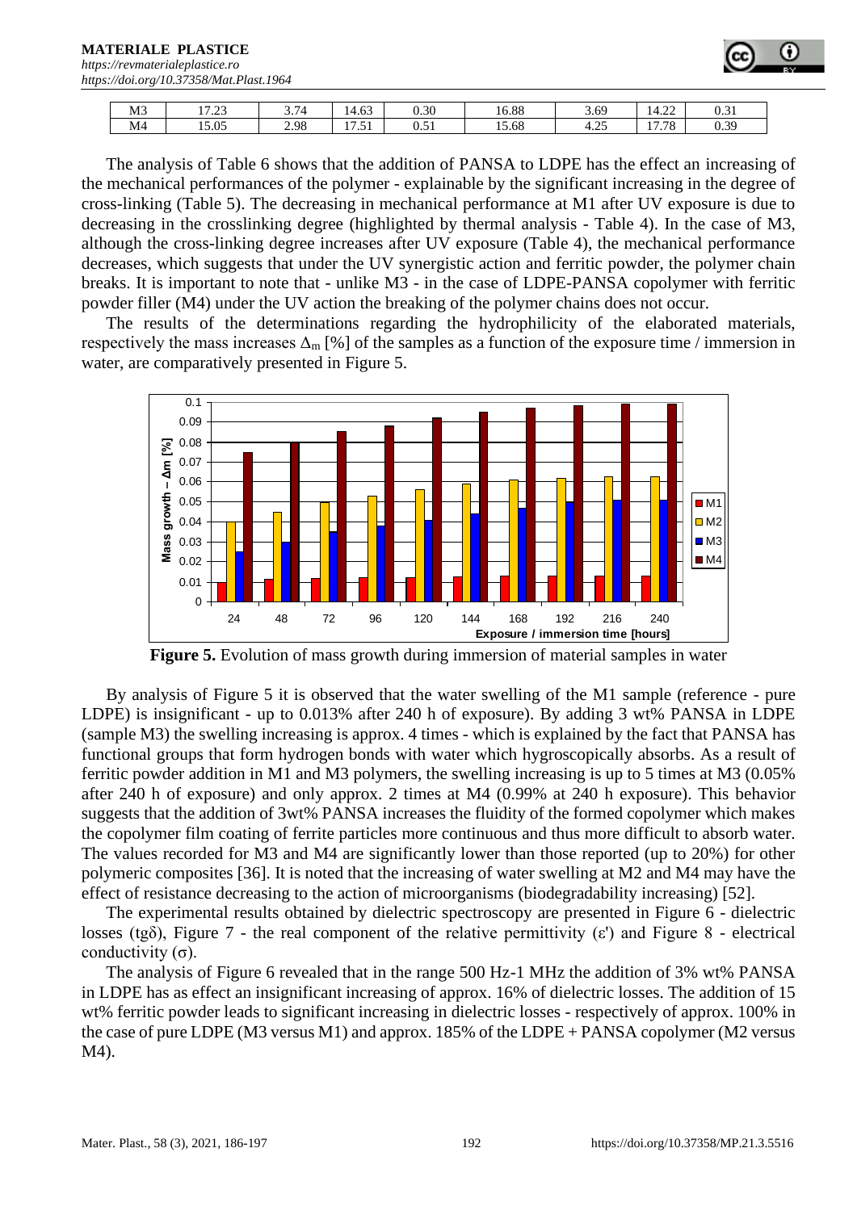| M3 | 17.23 | 3.74 | 14.63 | 0.30 | 16.88 | 3.69 | 14.22 | 0.31 |
|---|---|---|---|---|---|---|---|---|
| M4 | 15.05 | 2.98 | 17.51 | 0.51 | 15.68 | 4.25 | 17.78 | 0.39 |

The analysis of Table 6 shows that the addition of PANSA to LDPE has the effect an increasing of the mechanical performances of the polymer - explainable by the significant increasing in the degree of cross-linking (Table 5). The decreasing in mechanical performance at M1 after UV exposure is due to decreasing in the crosslinking degree (highlighted by thermal analysis - Table 4). In the case of M3, although the cross-linking degree increases after UV exposure (Table 4), the mechanical performance decreases, which suggests that under the UV synergistic action and ferritic powder, the polymer chain breaks. It is important to note that - unlike M3 - in the case of LDPE-PANSA copolymer with ferritic powder filler (M4) under the UV action the breaking of the polymer chains does not occur.

The results of the determinations regarding the hydrophilicity of the elaborated materials, respectively the mass increases $\Delta_m$ [%] of the samples as a function of the exposure time / immersion in water, are comparatively presented in Figure 5.

**Figure 5.** Evolution of mass growth during immersion of material samples in water

By analysis of Figure 5 it is observed that the water swelling of the M1 sample (reference - pure LDPE) is insignificant - up to 0.013% after 240 h of exposure). By adding 3 wt% PANSA in LDPE (sample M3) the swelling increasing is approx. 4 times - which is explained by the fact that PANSA has functional groups that form hydrogen bonds with water which hygroscopically absorbs. As a result of ferritic powder addition in M1 and M3 polymers, the swelling increasing is up to 5 times at M3 (0.05% after 240 h of exposure) and only approx. 2 times at M4 (0.99% at 240 h exposure). This behavior suggests that the addition of 3wt% PANSA increases the fluidity of the formed copolymer which makes the copolymer film coating of ferrite particles more continuous and thus more difficult to absorb water. The values recorded for M3 and M4 are significantly lower than those reported (up to 20%) for other polymeric composites [36]. It is noted that the increasing of water swelling at M2 and M4 may have the effect of resistance decreasing to the action of microorganisms (biodegradability increasing) [52].

The experimental results obtained by dielectric spectroscopy are presented in Figure 6 - dielectric losses (tgδ), Figure 7 - the real component of the relative permittivity (ε') and Figure 8 - electrical conductivity (σ).

The analysis of Figure 6 revealed that in the range 500 Hz-1 MHz the addition of 3% wt% PANSA in LDPE has as effect an insignificant increasing of approx. 16% of dielectric losses. The addition of 15 wt% ferritic powder leads to significant increasing in dielectric losses - respectively of approx. 100% in the case of pure LDPE (M3 versus M1) and approx. 185% of the LDPE + PANSA copolymer (M2 versus M4).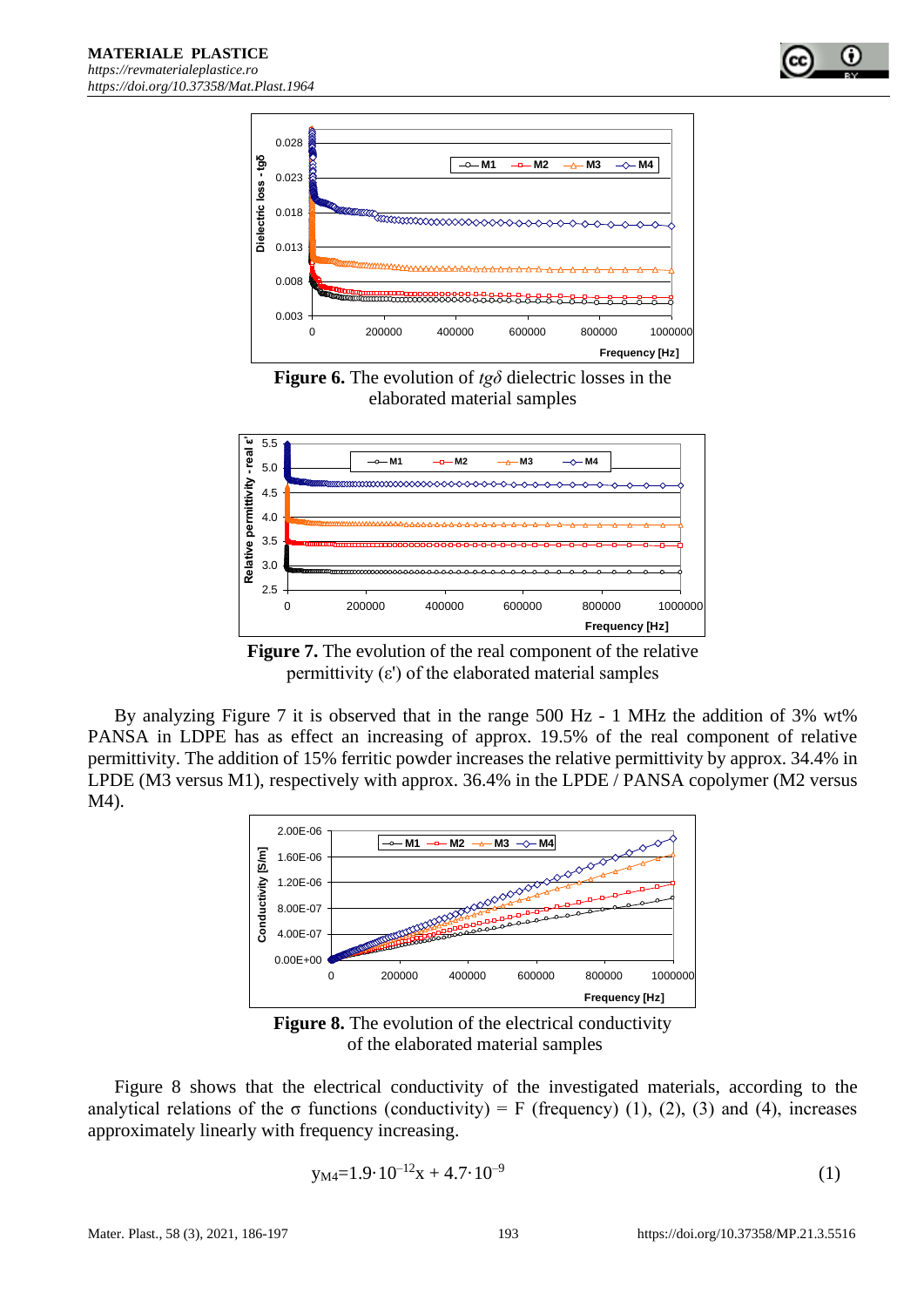**Figure 6.** The evolution of $tg\delta$ dielectric losses in the elaborated material samples

**Figure 7.** The evolution of the real component of the relative permittivity (ε') of the elaborated material samples

By analyzing Figure 7 it is observed that in the range 500 Hz - 1 MHz the addition of 3% wt% PANSA in LDPE has as effect an increasing of approx. 19.5% of the real component of relative permittivity. The addition of 15% ferritic powder increases the relative permittivity by approx. 34.4% in LPDE (M3 versus M1), respectively with approx. 36.4% in the LPDE / PANSA copolymer (M2 versus M4).

**Figure 8.** The evolution of the electrical conductivity of the elaborated material samples

Figure 8 shows that the electrical conductivity of the investigated materials, according to the analytical relations of the σ functions (conductivity) = F (frequency) (1), (2), (3) and (4), increases approximately linearly with frequency increasing.

$$y_{M4}=1.9\cdot 10^{-12}x + 4.7\cdot 10^{-9} \tag{1}$$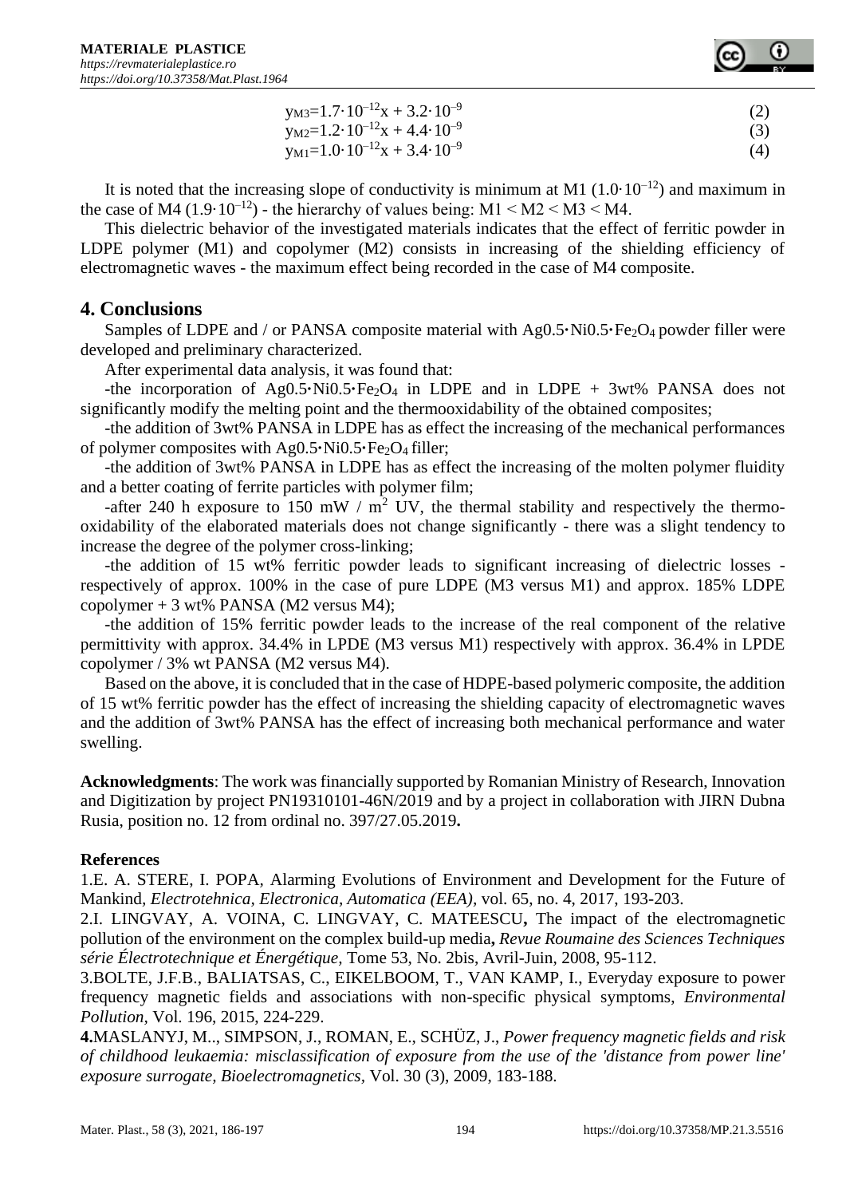$$y_{M3}=1.7\cdot10^{-12}x + 3.2\cdot10^{-9} \quad (2)$$

$$y_{M2}=1.2\cdot10^{-12}x + 4.4\cdot10^{-9} \quad (3)$$

$$y_{M1}=1.0\cdot10^{-12}x + 3.4\cdot10^{-9} \quad (4)$$

It is noted that the increasing slope of conductivity is minimum at M1 ($1.0\cdot10^{-12}$) and maximum in the case of M4 ($1.9\cdot10^{-12}$) - the hierarchy of values being: M1 < M2 < M3 < M4.

This dielectric behavior of the investigated materials indicates that the effect of ferritic powder in LDPE polymer (M1) and copolymer (M2) consists in increasing of the shielding efficiency of electromagnetic waves - the maximum effect being recorded in the case of M4 composite.

## 4. Conclusions

Samples of LDPE and / or PANSA composite material with $Ag0.5\cdot Ni0.5\cdot Fe_2O_4$ powder filler were developed and preliminary characterized.

After experimental data analysis, it was found that:

-the incorporation of $Ag0.5\cdot Ni0.5\cdot Fe_2O_4$ in LDPE and in LDPE + 3wt% PANSA does not significantly modify the melting point and the thermooxidability of the obtained composites;

-the addition of 3wt% PANSA in LDPE has as effect the increasing of the mechanical performances of polymer composites with $Ag0.5\cdot Ni0.5\cdot Fe_2O_4$ filler;

-the addition of 3wt% PANSA in LDPE has as effect the increasing of the molten polymer fluidity and a better coating of ferrite particles with polymer film;

-after 240 h exposure to 150 mW / $m^2$ UV, the thermal stability and respectively the thermo-oxidability of the elaborated materials does not change significantly - there was a slight tendency to increase the degree of the polymer cross-linking;

-the addition of 15 wt% ferritic powder leads to significant increasing of dielectric losses - respectively of approx. 100% in the case of pure LDPE (M3 versus M1) and approx. 185% LDPE copolymer + 3 wt% PANSA (M2 versus M4);

-the addition of 15% ferritic powder leads to the increase of the real component of the relative permittivity with approx. 34.4% in LPDE (M3 versus M1) respectively with approx. 36.4% in LPDE copolymer / 3% wt PANSA (M2 versus M4).

Based on the above, it is concluded that in the case of HDPE-based polymeric composite, the addition of 15 wt% ferritic powder has the effect of increasing the shielding capacity of electromagnetic waves and the addition of 3wt% PANSA has the effect of increasing both mechanical performance and water swelling.

**Acknowledgments**: The work was financially supported by Romanian Ministry of Research, Innovation and Digitization by project PN19310101-46N/2019 and by a project in collaboration with JIRN Dubna Rusia, position no. 12 from ordinal no. 397/27.05.2019**.**

**References**

1.E. A. STERE, I. POPA, Alarming Evolutions of Environment and Development for the Future of Mankind, *Electrotehnica, Electronica, Automatica (EEA)*, vol. 65, no. 4, 2017, 193-203.

2.I. LINGVAY, A. VOINA, C. LINGVAY, C. MATEESCU**,** The impact of the electromagnetic pollution of the environment on the complex build-up media**,** *Revue Roumaine des Sciences Techniques série Électrotechnique et Énergétique,* Tome 53, No. 2bis, Avril-Juin, 2008, 95-112.

3.BOLTE, J.F.B., BALIATSAS, C., EIKELBOOM, T., VAN KAMP, I., Everyday exposure to power frequency magnetic fields and associations with non-specific physical symptoms, *Environmental Pollution*, Vol. 196, 2015, 224-229.

**4.**MASLANYJ, M.., SIMPSON, J., ROMAN, E., SCHÜZ, J., *Power frequency magnetic fields and risk of childhood leukaemia: misclassification of exposure from the use of the 'distance from power line' exposure surrogate*, *Bioelectromagnetics*, Vol. 30 (3), 2009, 183-188.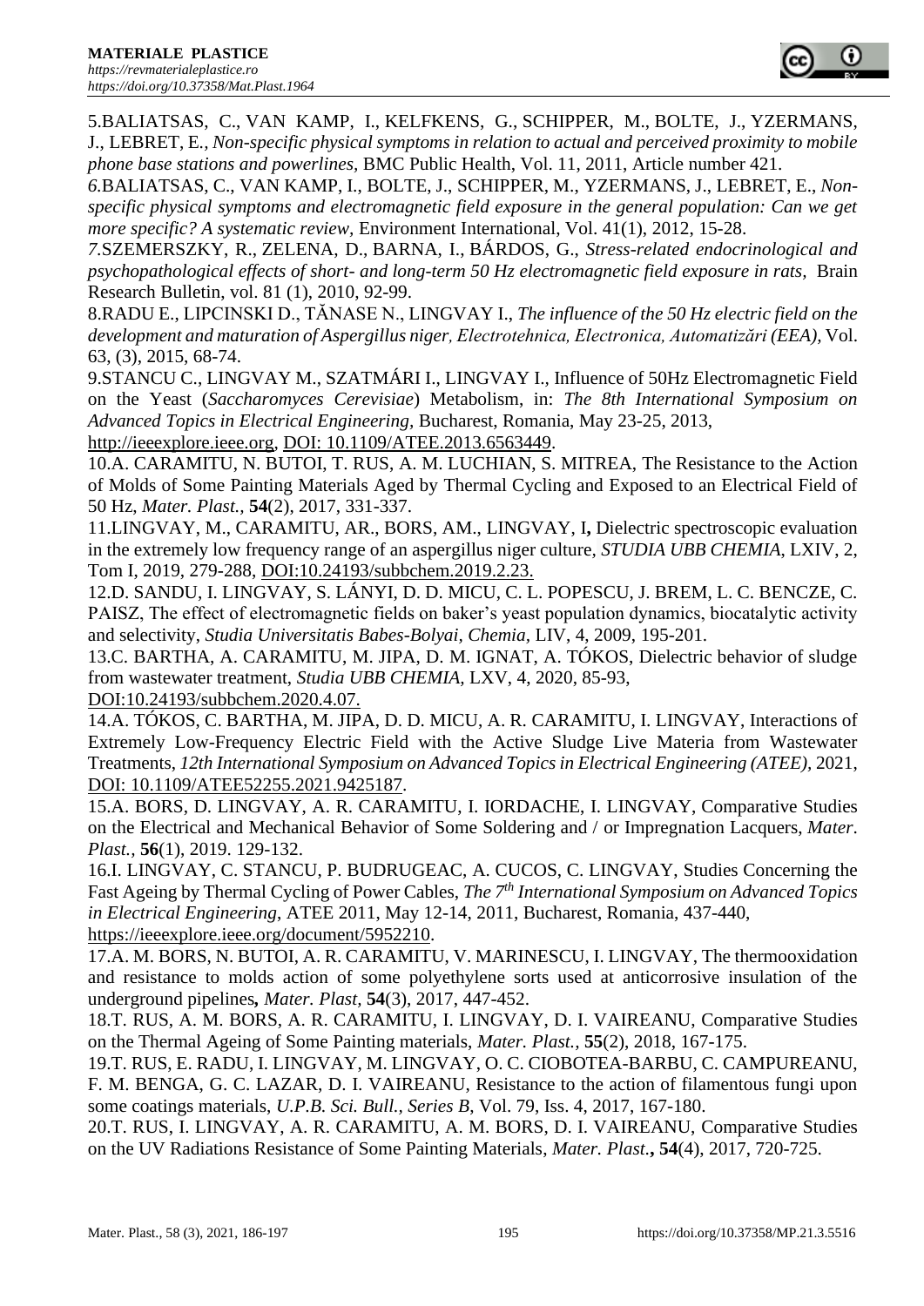5.BALIATSAS, C., VAN KAMP, I., KELFKENS, G., SCHIPPER, M., BOLTE, J., YZERMANS, J., LEBRET, E., *Non-specific physical symptoms in relation to actual and perceived proximity to mobile phone base stations and powerlines*, BMC Public Health, Vol. 11, 2011, Article number 421.

6.BALIATSAS, C., VAN KAMP, I., BOLTE, J., SCHIPPER, M., YZERMANS, J., LEBRET, E., *Non-specific physical symptoms and electromagnetic field exposure in the general population: Can we get more specific? A systematic review*, Environment International, Vol. 41(1), 2012, 15-28.

7.SZEMERSZKY, R., ZELENA, D., BARNA, I., BÁRDOS, G., *Stress-related endocrinological and psychopathological effects of short- and long-term 50 Hz electromagnetic field exposure in rats*, Brain Research Bulletin, vol. 81 (1), 2010, 92-99.

8.RADU E., LIPCINSKI D., TĂNASE N., LINGVAY I., *The influence of the 50 Hz electric field on the development and maturation of Aspergillus niger, Electrotehnica, Electronica, Automatizări (EEA)*, Vol. 63, (3), 2015, 68-74.

9.STANCU C., LINGVAY M., SZATMÁRI I., LINGVAY I., Influence of 50Hz Electromagnetic Field on the Yeast (*Saccharomyces Cerevisiae*) Metabolism, in: *The 8th International Symposium on Advanced Topics in Electrical Engineering*, Bucharest, Romania, May 23-25, 2013, http://ieeexplore.ieee.org, DOI: 10.1109/ATEE.2013.6563449.

10.A. CARAMITU, N. BUTOI, T. RUS, A. M. LUCHIAN, S. MITREA, The Resistance to the Action of Molds of Some Painting Materials Aged by Thermal Cycling and Exposed to an Electrical Field of 50 Hz, *Mater. Plast.*, **54**(2), 2017, 331-337.

11.LINGVAY, M., CARAMITU, AR., BORS, AM., LINGVAY, I**,** Dielectric spectroscopic evaluation in the extremely low frequency range of an aspergillus niger culture, *STUDIA UBB CHEMIA*, LXIV, 2, Tom I, 2019, 279-288, DOI:10.24193/subbchem.2019.2.23.

12.D. SANDU, I. LINGVAY, S. LÁNYI, D. D. MICU, C. L. POPESCU, J. BREM, L. C. BENCZE, C. PAISZ, The effect of electromagnetic fields on baker's yeast population dynamics, biocatalytic activity and selectivity, *Studia Universitatis Babes-Bolyai, Chemia*, LIV, 4, 2009, 195-201.

13.C. BARTHA, A. CARAMITU, M. JIPA, D. M. IGNAT, A. TÓKOS, Dielectric behavior of sludge from wastewater treatment, *Studia UBB CHEMIA*, LXV, 4, 2020, 85-93, DOI:10.24193/subbchem.2020.4.07.

14.A. TÓKOS, C. BARTHA, M. JIPA, D. D. MICU, A. R. CARAMITU, I. LINGVAY, Interactions of Extremely Low-Frequency Electric Field with the Active Sludge Live Materia from Wastewater Treatments, *12th International Symposium on Advanced Topics in Electrical Engineering (ATEE)*, 2021, DOI: 10.1109/ATEE52255.2021.9425187.

15.A. BORS, D. LINGVAY, A. R. CARAMITU, I. IORDACHE, I. LINGVAY, Comparative Studies on the Electrical and Mechanical Behavior of Some Soldering and / or Impregnation Lacquers, *Mater. Plast.*, **56**(1), 2019. 129-132.

16.I. LINGVAY, C. STANCU, P. BUDRUGEAC, A. CUCOS, C. LINGVAY, Studies Concerning the Fast Ageing by Thermal Cycling of Power Cables, *The 7th International Symposium on Advanced Topics in Electrical Engineering*, ATEE 2011, May 12-14, 2011, Bucharest, Romania, 437-440, https://ieeexplore.ieee.org/document/5952210.

17.A. M. BORS, N. BUTOI, A. R. CARAMITU, V. MARINESCU, I. LINGVAY, The thermooxidation and resistance to molds action of some polyethylene sorts used at anticorrosive insulation of the underground pipelines**,** *Mater. Plast,* **54**(3), 2017, 447-452.

18.T. RUS, A. M. BORS, A. R. CARAMITU, I. LINGVAY, D. I. VAIREANU, Comparative Studies on the Thermal Ageing of Some Painting materials, *Mater. Plast.*, **55**(2), 2018, 167-175.

19.T. RUS, E. RADU, I. LINGVAY, M. LINGVAY, O. C. CIOBOTEA-BARBU, C. CAMPUREANU, F. M. BENGA, G. C. LAZAR, D. I. VAIREANU, Resistance to the action of filamentous fungi upon some coatings materials, *U.P.B. Sci. Bull., Series B*, Vol. 79, Iss. 4, 2017, 167-180.

20.T. RUS, I. LINGVAY, A. R. CARAMITU, A. M. BORS, D. I. VAIREANU, Comparative Studies on the UV Radiations Resistance of Some Painting Materials, *Mater. Plast.***,** **54**(4), 2017, 720-725.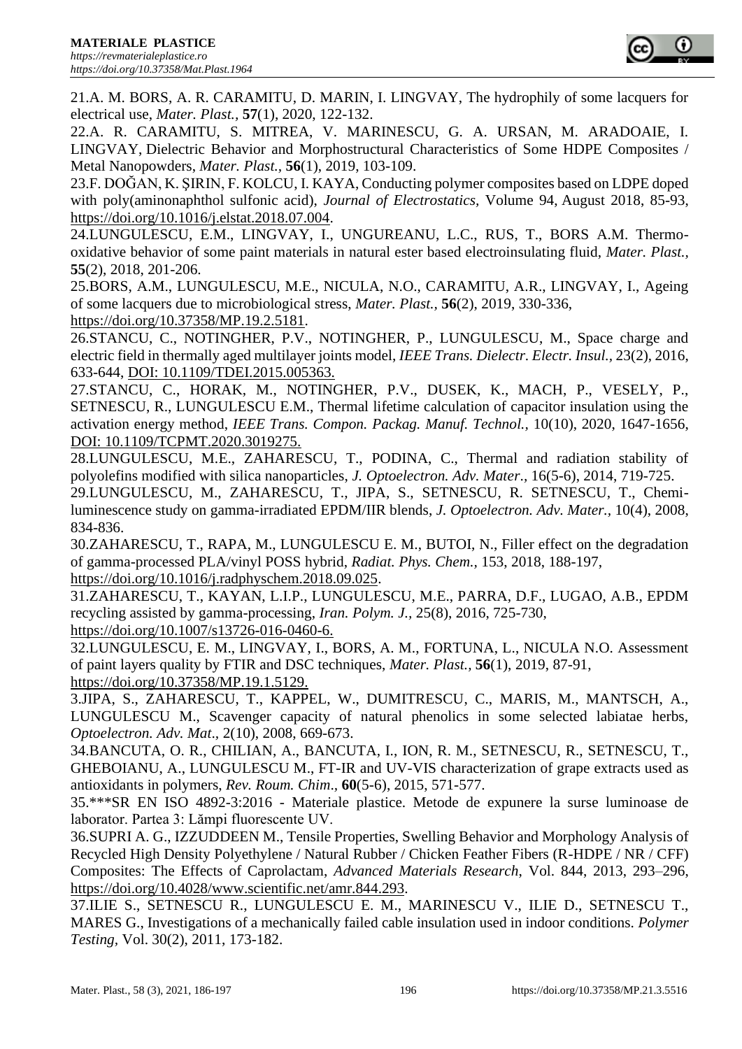21.A. M. BORS, A. R. CARAMITU, D. MARIN, I. LINGVAY, The hydrophily of some lacquers for electrical use, *Mater. Plast.*, **57**(1), 2020, 122-132.

22.A. R. CARAMITU, S. MITREA, V. MARINESCU, G. A. URSAN, M. ARADOAIE, I. LINGVAY, Dielectric Behavior and Morphostructural Characteristics of Some HDPE Composites / Metal Nanopowders, *Mater. Plast.*, **56**(1), 2019, 103-109.

23.F. DOĞAN, K. ŞIRIN, F. KOLCU, I. KAYA, Conducting polymer composites based on LDPE doped with poly(aminonaphthol sulfonic acid), *Journal of Electrostatics*, Volume 94, August 2018, 85-93, https://doi.org/10.1016/j.elstat.2018.07.004.

24.LUNGULESCU, E.M., LINGVAY, I., UNGUREANU, L.C., RUS, T., BORS A.M. Thermo-oxidative behavior of some paint materials in natural ester based electroinsulating fluid, *Mater. Plast.*, **55**(2), 2018, 201-206.

25.BORS, A.M., LUNGULESCU, M.E., NICULA, N.O., CARAMITU, A.R., LINGVAY, I., Ageing of some lacquers due to microbiological stress, *Mater. Plast.*, **56**(2), 2019, 330-336, https://doi.org/10.37358/MP.19.2.5181.

26.STANCU, C., NOTINGHER, P.V., NOTINGHER, P., LUNGULESCU, M., Space charge and electric field in thermally aged multilayer joints model, *IEEE Trans. Dielectr. Electr. Insul.*, 23(2), 2016, 633-644, DOI: 10.1109/TDEI.2015.005363.

27.STANCU, C., HORAK, M., NOTINGHER, P.V., DUSEK, K., MACH, P., VESELY, P., SETNESCU, R., LUNGULESCU E.M., Thermal lifetime calculation of capacitor insulation using the activation energy method, *IEEE Trans. Compon. Packag. Manuf. Technol.*, 10(10), 2020, 1647-1656, DOI: 10.1109/TCPMT.2020.3019275.

28.LUNGULESCU, M.E., ZAHARESCU, T., PODINA, C., Thermal and radiation stability of polyolefins modified with silica nanoparticles, *J. Optoelectron. Adv. Mater.*, 16(5-6), 2014, 719-725.

29.LUNGULESCU, M., ZAHARESCU, T., JIPA, S., SETNESCU, R. SETNESCU, T., Chemi-luminescence study on gamma-irradiated EPDM/IIR blends, *J. Optoelectron. Adv. Mater.*, 10(4), 2008, 834-836.

30.ZAHARESCU, T., RAPA, M., LUNGULESCU E. M., BUTOI, N., Filler effect on the degradation of gamma-processed PLA/vinyl POSS hybrid, *Radiat. Phys. Chem.*, 153, 2018, 188-197, https://doi.org/10.1016/j.radphyschem.2018.09.025.

31.ZAHARESCU, T., KAYAN, L.I.P., LUNGULESCU, M.E., PARRA, D.F., LUGAO, A.B., EPDM recycling assisted by gamma-processing, *Iran. Polym. J.*, 25(8), 2016, 725-730, https://doi.org/10.1007/s13726-016-0460-6.

32.LUNGULESCU, E. M., LINGVAY, I., BORS, A. M., FORTUNA, L., NICULA N.O. Assessment of paint layers quality by FTIR and DSC techniques, *Mater. Plast.*, **56**(1), 2019, 87-91, https://doi.org/10.37358/MP.19.1.5129.

3.JIPA, S., ZAHARESCU, T., KAPPEL, W., DUMITRESCU, C., MARIS, M., MANTSCH, A., LUNGULESCU M., Scavenger capacity of natural phenolics in some selected labiatae herbs, *Optoelectron. Adv. Mat*., 2(10), 2008, 669-673.

34.BANCUTA, O. R., CHILIAN, A., BANCUTA, I., ION, R. M., SETNESCU, R., SETNESCU, T., GHEBOIANU, A., LUNGULESCU M., FT-IR and UV-VIS characterization of grape extracts used as antioxidants in polymers, *Rev. Roum. Chim*., **60**(5-6), 2015, 571-577.

35.***SR EN ISO 4892-3:2016 - Materiale plastice. Metode de expunere la surse luminoase de laborator. Partea 3: Lămpi fluorescente UV.

36.SUPRI A. G., IZZUDDEEN M., Tensile Properties, Swelling Behavior and Morphology Analysis of Recycled High Density Polyethylene / Natural Rubber / Chicken Feather Fibers (R-HDPE / NR / CFF) Composites: The Effects of Caprolactam, *Advanced Materials Research*, Vol. 844, 2013, 293–296, https://doi.org/10.4028/www.scientific.net/amr.844.293.

37.ILIE S., SETNESCU R., LUNGULESCU E. M., MARINESCU V., ILIE D., SETNESCU T., MARES G., Investigations of a mechanically failed cable insulation used in indoor conditions. *Polymer Testing*, Vol. 30(2), 2011, 173-182.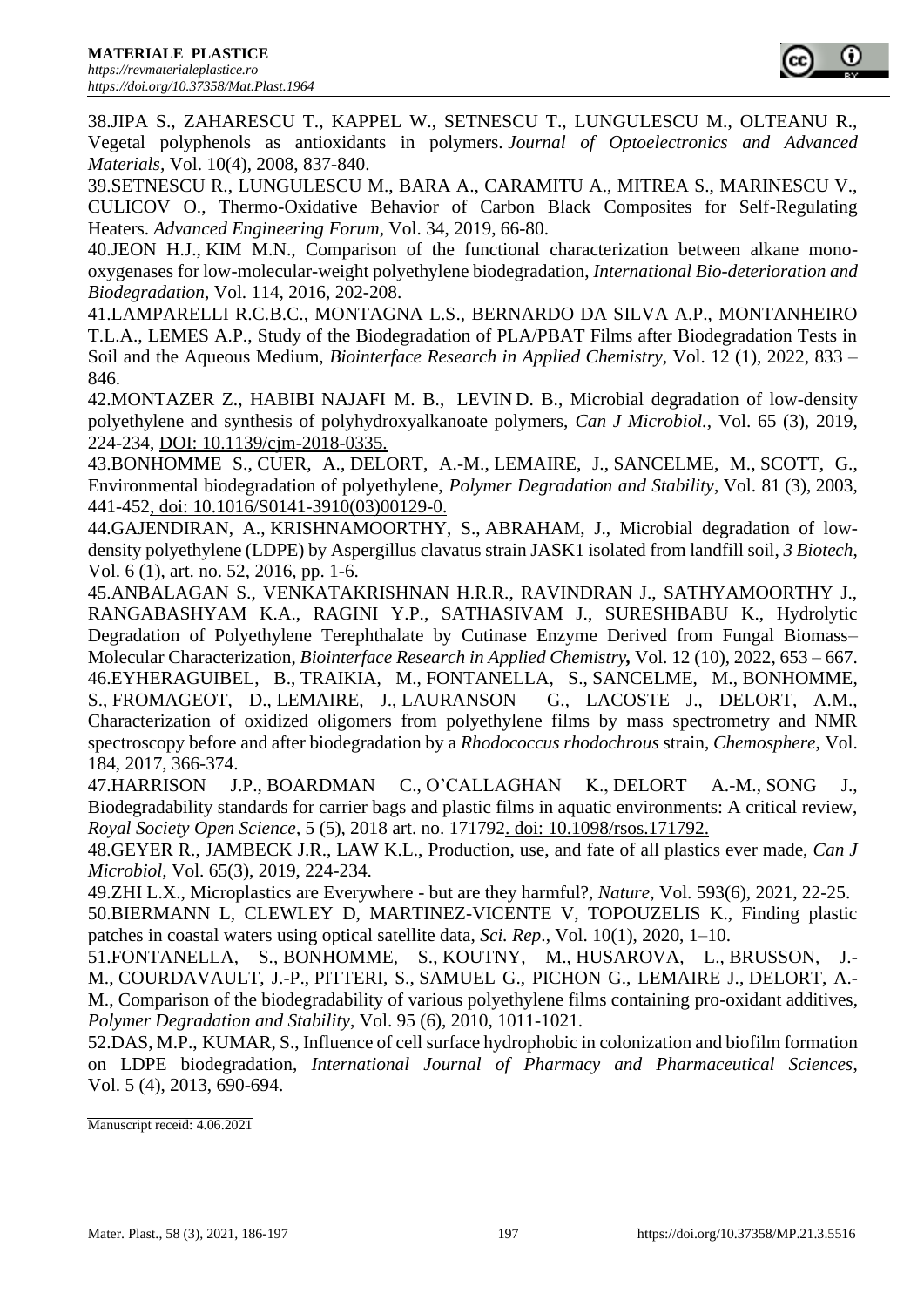38.JIPA S., ZAHARESCU T., KAPPEL W., SETNESCU T., LUNGULESCU M., OLTEANU R., Vegetal polyphenols as antioxidants in polymers. *Journal of Optoelectronics and Advanced Materials*, Vol. 10(4), 2008, 837-840.

39.SETNESCU R., LUNGULESCU M., BARA A., CARAMITU A., MITREA S., MARINESCU V., CULICOV O., Thermo-Oxidative Behavior of Carbon Black Composites for Self-Regulating Heaters. *Advanced Engineering Forum*, Vol. 34, 2019, 66-80.

40.JEON H.J., KIM M.N., Comparison of the functional characterization between alkane mono-oxygenases for low-molecular-weight polyethylene biodegradation, *International Bio-deterioration and Biodegradation*, Vol. 114, 2016, 202-208.

41.LAMPARELLI R.C.B.C., MONTAGNA L.S., BERNARDO DA SILVA A.P., MONTANHEIRO T.L.A., LEMES A.P., Study of the Biodegradation of PLA/PBAT Films after Biodegradation Tests in Soil and the Aqueous Medium, *Biointerface Research in Applied Chemistry*, Vol. 12 (1), 2022, 833 – 846.

42.MONTAZER Z., HABIBI NAJAFI M. B., LEVIN D. B., Microbial degradation of low-density polyethylene and synthesis of polyhydroxyalkanoate polymers, *Can J Microbiol*., Vol. 65 (3), 2019, 224-234, DOI: 10.1139/cjm-2018-0335.

43.BONHOMME S., CUER, A., DELORT, A.-M., LEMAIRE, J., SANCELME, M., SCOTT, G., Environmental biodegradation of polyethylene, *Polymer Degradation and Stability*, Vol. 81 (3), 2003, 441-452, doi: 10.1016/S0141-3910(03)00129-0.

44.GAJENDIRAN, A., KRISHNAMOORTHY, S., ABRAHAM, J., Microbial degradation of low-density polyethylene (LDPE) by Aspergillus clavatus strain JASK1 isolated from landfill soil, *3 Biotech*, Vol. 6 (1), art. no. 52, 2016, pp. 1-6.

45.ANBALAGAN S., VENKATAKRISHNAN H.R.R., RAVINDRAN J., SATHYAMOORTHY J., RANGABASHYAM K.A., RAGINI Y.P., SATHASIVAM J., SURESHBABU K., Hydrolytic Degradation of Polyethylene Terephthalate by Cutinase Enzyme Derived from Fungal Biomass–Molecular Characterization, *Biointerface Research in Applied Chemistry***,** Vol. 12 (10), 2022, 653 – 667.

46.EYHERAGUIBEL, B., TRAIKIA, M., FONTANELLA, S., SANCELME, M., BONHOMME, S., FROMAGEOT, D., LEMAIRE, J., LAURANSON G., LACOSTE J., DELORT, A.M., Characterization of oxidized oligomers from polyethylene films by mass spectrometry and NMR spectroscopy before and after biodegradation by a *Rhodococcus rhodochrous* strain, *Chemosphere*, Vol. 184, 2017, 366-374.

47.HARRISON J.P., BOARDMAN C., O'CALLAGHAN K., DELORT A.-M., SONG J., Biodegradability standards for carrier bags and plastic films in aquatic environments: A critical review, *Royal Society Open Science*, 5 (5), 2018 art. no. 171792. doi: 10.1098/rsos.171792.

48.GEYER R., JAMBECK J.R., LAW K.L., Production, use, and fate of all plastics ever made, *Can J Microbiol*, Vol. 65(3), 2019, 224-234.

49.ZHI L.X., Microplastics are Everywhere - but are they harmful?, *Nature*, Vol. 593(6), 2021, 22-25.

50.BIERMANN L, CLEWLEY D, MARTINEZ-VICENTE V, TOPOUZELIS K., Finding plastic patches in coastal waters using optical satellite data, *Sci. Rep*., Vol. 10(1), 2020, 1–10.

51.FONTANELLA, S., BONHOMME, S., KOUTNY, M., HUSAROVA, L., BRUSSON, J.-M., COURDAVAULT, J.-P., PITTERI, S., SAMUEL G., PICHON G., LEMAIRE J., DELORT, A.-M., Comparison of the biodegradability of various polyethylene films containing pro-oxidant additives, *Polymer Degradation and Stability*, Vol. 95 (6), 2010, 1011-1021.

52.DAS, M.P., KUMAR, S., Influence of cell surface hydrophobic in colonization and biofilm formation on LDPE biodegradation, *International Journal of Pharmacy and Pharmaceutical Sciences*, Vol. 5 (4), 2013, 690-694.

Manuscript receid: 4.06.2021